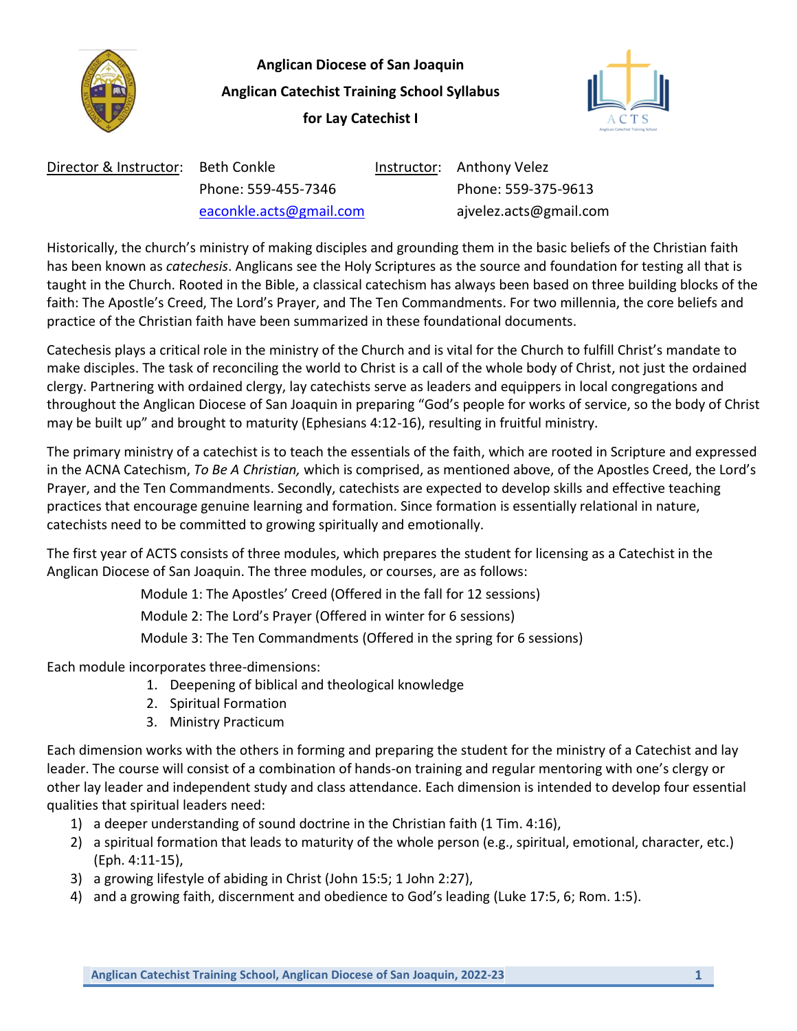**Anglican Diocese of San Joaquin**

**Anglican Catechist Training School Syllabus**

**for Lay Catechist I**

Director & Instructor: Beth Conkle
Phone: 559-455-7346
eaconkle.acts@gmail.com

Instructor: Anthony Velez
Phone: 559-375-9613
ajvelez.acts@gmail.com

Historically, the church's ministry of making disciples and grounding them in the basic beliefs of the Christian faith has been known as *catechesis*. Anglicans see the Holy Scriptures as the source and foundation for testing all that is taught in the Church. Rooted in the Bible, a classical catechism has always been based on three building blocks of the faith: The Apostle's Creed, The Lord's Prayer, and The Ten Commandments. For two millennia, the core beliefs and practice of the Christian faith have been summarized in these foundational documents.

Catechesis plays a critical role in the ministry of the Church and is vital for the Church to fulfill Christ's mandate to make disciples. The task of reconciling the world to Christ is a call of the whole body of Christ, not just the ordained clergy. Partnering with ordained clergy, lay catechists serve as leaders and equippers in local congregations and throughout the Anglican Diocese of San Joaquin in preparing "God's people for works of service, so the body of Christ may be built up" and brought to maturity (Ephesians 4:12-16), resulting in fruitful ministry.

The primary ministry of a catechist is to teach the essentials of the faith, which are rooted in Scripture and expressed in the ACNA Catechism, *To Be A Christian,* which is comprised, as mentioned above, of the Apostles Creed, the Lord's Prayer, and the Ten Commandments. Secondly, catechists are expected to develop skills and effective teaching practices that encourage genuine learning and formation. Since formation is essentially relational in nature, catechists need to be committed to growing spiritually and emotionally.

The first year of ACTS consists of three modules, which prepares the student for licensing as a Catechist in the Anglican Diocese of San Joaquin. The three modules, or courses, are as follows:

Module 1: The Apostles' Creed (Offered in the fall for 12 sessions)
Module 2: The Lord's Prayer (Offered in winter for 6 sessions)
Module 3: The Ten Commandments (Offered in the spring for 6 sessions)

Each module incorporates three-dimensions:

1. Deepening of biblical and theological knowledge
2. Spiritual Formation
3. Ministry Practicum

Each dimension works with the others in forming and preparing the student for the ministry of a Catechist and lay leader. The course will consist of a combination of hands-on training and regular mentoring with one's clergy or other lay leader and independent study and class attendance. Each dimension is intended to develop four essential qualities that spiritual leaders need:

1) a deeper understanding of sound doctrine in the Christian faith (1 Tim. 4:16),
2) a spiritual formation that leads to maturity of the whole person (e.g., spiritual, emotional, character, etc.) (Eph. 4:11-15),
3) a growing lifestyle of abiding in Christ (John 15:5; 1 John 2:27),
4) and a growing faith, discernment and obedience to God's leading (Luke 17:5, 6; Rom. 1:5).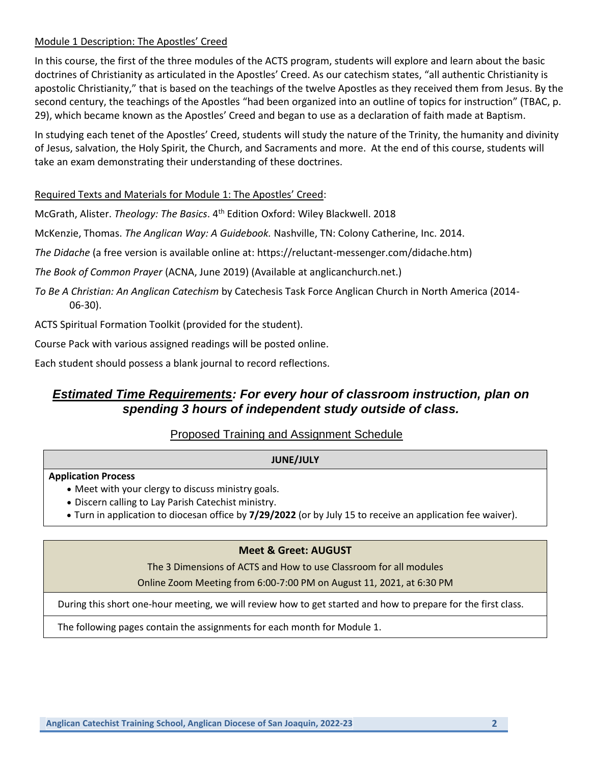## Module 1 Description: The Apostles' Creed

In this course, the first of the three modules of the ACTS program, students will explore and learn about the basic doctrines of Christianity as articulated in the Apostles' Creed. As our catechism states, "all authentic Christianity is apostolic Christianity," that is based on the teachings of the twelve Apostles as they received them from Jesus. By the second century, the teachings of the Apostles "had been organized into an outline of topics for instruction" (TBAC, p. 29), which became known as the Apostles' Creed and began to use as a declaration of faith made at Baptism.

In studying each tenet of the Apostles' Creed, students will study the nature of the Trinity, the humanity and divinity of Jesus, salvation, the Holy Spirit, the Church, and Sacraments and more. At the end of this course, students will take an exam demonstrating their understanding of these doctrines.

## Required Texts and Materials for Module 1: The Apostles' Creed:

McGrath, Alister. *Theology: The Basics*. 4th Edition Oxford: Wiley Blackwell. 2018

McKenzie, Thomas. *The Anglican Way: A Guidebook.* Nashville, TN: Colony Catherine, Inc. 2014.

*The Didache* (a free version is available online at: https://reluctant-messenger.com/didache.htm)

*The Book of Common Prayer* (ACNA, June 2019) (Available at anglicanchurch.net.)

*To Be A Christian: An Anglican Catechism* by Catechesis Task Force Anglican Church in North America (2014-06-30).

ACTS Spiritual Formation Toolkit (provided for the student).

Course Pack with various assigned readings will be posted online.

Each student should possess a blank journal to record reflections.

### ***Estimated Time Requirements**: For every hour of classroom instruction, plan on spending 3 hours of independent study outside of class.*

## Proposed Training and Assignment Schedule

| **JUNE/JULY** |
|---|
| **Application Process**<br>• Meet with your clergy to discuss ministry goals.<br>• Discern calling to Lay Parish Catechist ministry.<br>• Turn in application to diocesan office by **7/29/2022** (or by July 15 to receive an application fee waiver). |

| **Meet & Greet: AUGUST**<br>The 3 Dimensions of ACTS and How to use Classroom for all modules<br>Online Zoom Meeting from 6:00-7:00 PM on August 11, 2021, at 6:30 PM |
|---|
| During this short one-hour meeting, we will review how to get started and how to prepare for the first class. |
| The following pages contain the assignments for each month for Module 1. |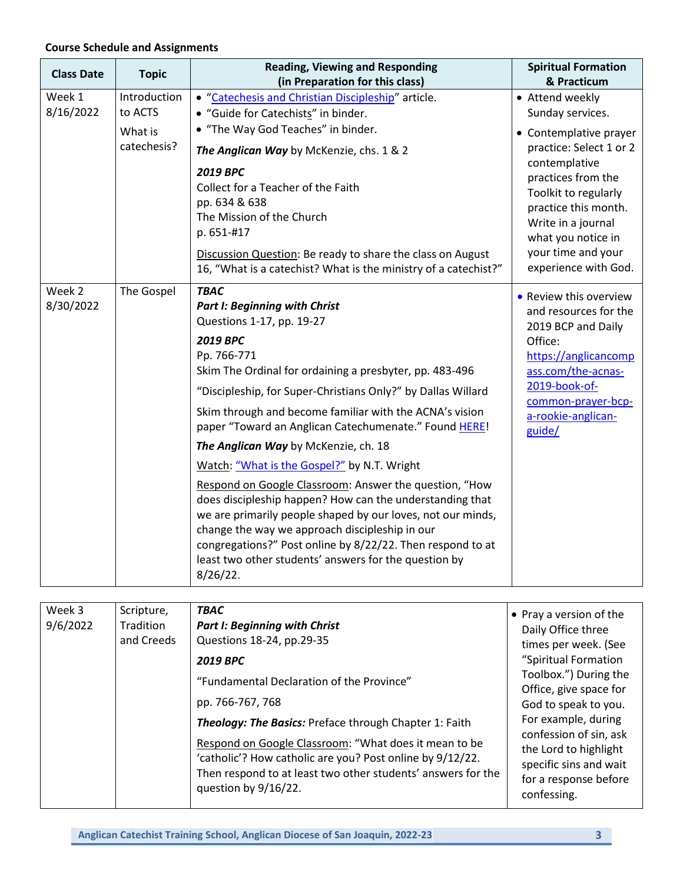**Course Schedule and Assignments**

| Class Date | Topic | Reading, Viewing and Responding (in Preparation for this class) | Spiritual Formation & Practicum |
|---|---|---|---|
| Week 1 8/16/2022 | Introduction to ACTS<br><br>What is catechesis? | • "Catechesis and Christian Discipleship" article.<br>• "Guide for Catechists" in binder.<br>• "The Way God Teaches" in binder.<br><br>***The Anglican Way*** by McKenzie, chs. 1 & 2<br><br>***2019 BPC***<br>Collect for a Teacher of the Faith<br>pp. 634 & 638<br>The Mission of the Church<br>p. 651-#17<br><br>Discussion Question: Be ready to share the class on August 16, "What is a catechist? What is the ministry of a catechist?" | • Attend weekly Sunday services.<br>• Contemplative prayer practice: Select 1 or 2 contemplative practices from the Toolkit to regularly practice this month. Write in a journal what you notice in your time and your experience with God. |
| Week 2 8/30/2022 | The Gospel | ***TBAC***<br>***Part I: Beginning with Christ***<br>Questions 1-17, pp. 19-27<br><br>***2019 BPC***<br>Pp. 766-771<br>Skim The Ordinal for ordaining a presbyter, pp. 483-496<br><br>"Discipleship, for Super-Christians Only?" by Dallas Willard<br><br>Skim through and become familiar with the ACNA's vision paper "Toward an Anglican Catechumenate." Found HERE!<br><br>***The Anglican Way*** by McKenzie, ch. 18<br><br>Watch: "What is the Gospel?" by N.T. Wright<br><br>Respond on Google Classroom: Answer the question, "How does discipleship happen? How can the understanding that we are primarily people shaped by our loves, not our minds, change the way we approach discipleship in our congregations?" Post online by 8/22/22. Then respond to at least two other students' answers for the question by 8/26/22. | • Review this overview and resources for the 2019 BCP and Daily Office: https://anglicancompass.com/the-acnas-2019-book-of-common-prayer-bcp-a-rookie-anglican-guide/ |
| Week 3 9/6/2022 | Scripture, Tradition and Creeds | ***TBAC***<br>***Part I: Beginning with Christ***<br>Questions 18-24, pp.29-35<br><br>***2019 BPC***<br>"Fundamental Declaration of the Province"<br><br>pp. 766-767, 768<br><br>***Theology: The Basics:*** Preface through Chapter 1: Faith<br><br>Respond on Google Classroom: "What does it mean to be 'catholic'? How catholic are you? Post online by 9/12/22. Then respond to at least two other students' answers for the question by 9/16/22. | • Pray a version of the Daily Office three times per week. (See "Spiritual Formation Toolbox.") During the Office, give space for God to speak to you. For example, during confession of sin, ask the Lord to highlight specific sins and wait for a response before confessing. |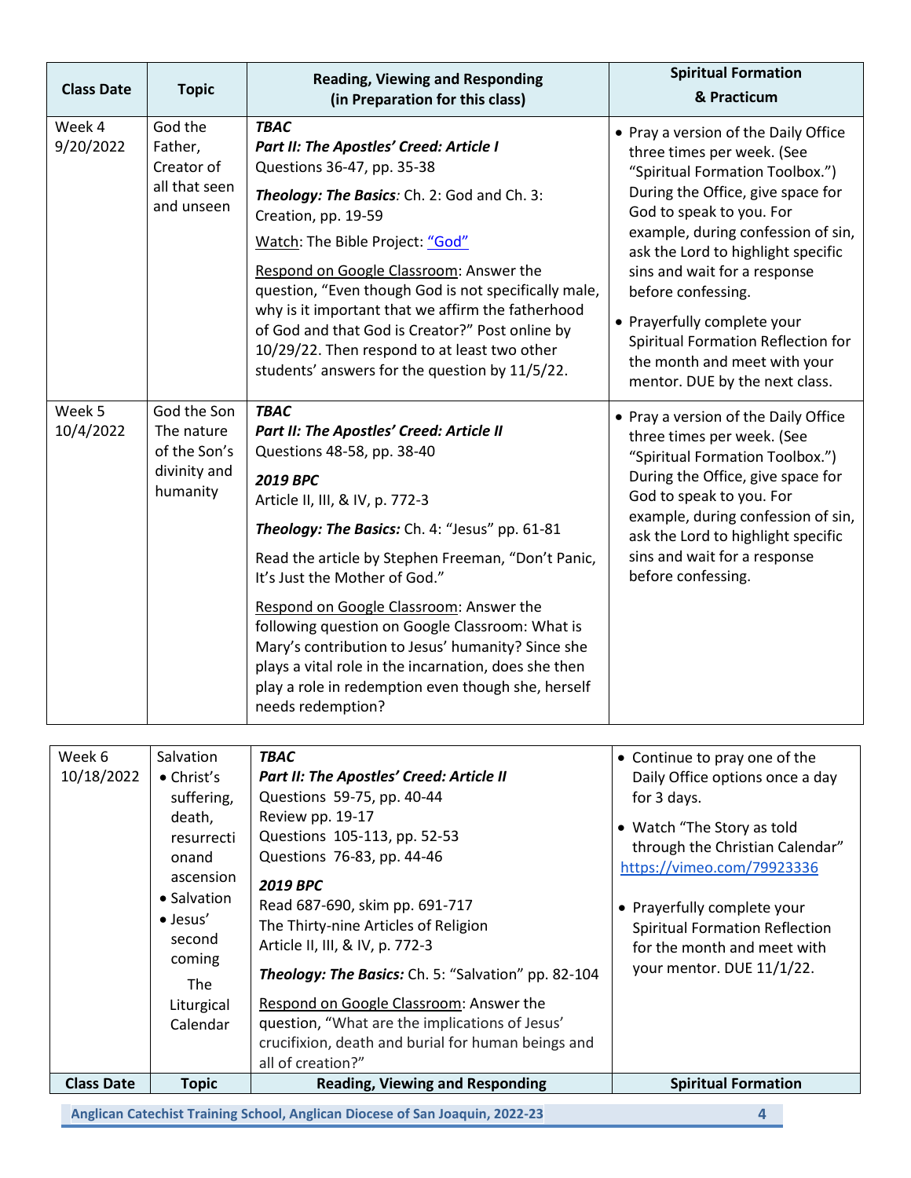| Class Date | Topic | Reading, Viewing and Responding (in Preparation for this class) | Spiritual Formation & Practicum |
| --- | --- | --- | --- |
| Week 4 9/20/2022 | God the Father, Creator of all that seen and unseen | ***TBAC*** ***Part II: The Apostles' Creed: Article I*** Questions 36-47, pp. 35-38<br>***Theology: The Basics****:* Ch. 2: God and Ch. 3: Creation, pp. 19-59<br>Watch: The Bible Project: "God"<br>Respond on Google Classroom: Answer the question, "Even though God is not specifically male, why is it important that we affirm the fatherhood of God and that God is Creator?" Post online by 10/29/22. Then respond to at least two other students' answers for the question by 11/5/22. | • Pray a version of the Daily Office three times per week. (See "Spiritual Formation Toolbox.") During the Office, give space for God to speak to you. For example, during confession of sin, ask the Lord to highlight specific sins and wait for a response before confessing.<br>• Prayerfully complete your Spiritual Formation Reflection for the month and meet with your mentor. DUE by the next class. |
| Week 5 10/4/2022 | God the Son The nature of the Son's divinity and humanity | ***TBAC*** ***Part II: The Apostles' Creed: Article II*** Questions 48-58, pp. 38-40<br>***2019 BPC*** Article II, III, & IV, p. 772-3<br>***Theology: The Basics:*** Ch. 4: "Jesus" pp. 61-81<br>Read the article by Stephen Freeman, "Don't Panic, It's Just the Mother of God."<br>Respond on Google Classroom: Answer the following question on Google Classroom: What is Mary's contribution to Jesus' humanity? Since she plays a vital role in the incarnation, does she then play a role in redemption even though she, herself needs redemption? | • Pray a version of the Daily Office three times per week. (See "Spiritual Formation Toolbox.") During the Office, give space for God to speak to you. For example, during confession of sin, ask the Lord to highlight specific sins and wait for a response before confessing. |
| Week 6 10/18/2022 | Salvation<br>• Christ's suffering, death, resurrecti onand ascension<br>• Salvation<br>• Jesus' second coming<br>The Liturgical Calendar | ***TBAC*** ***Part II: The Apostles' Creed: Article II*** Questions 59-75, pp. 40-44<br>Review pp. 19-17<br>Questions 105-113, pp. 52-53<br>Questions 76-83, pp. 44-46<br>***2019 BPC*** Read 687-690, skim pp. 691-717<br>The Thirty-nine Articles of Religion<br>Article II, III, & IV, p. 772-3<br>***Theology: The Basics:*** Ch. 5: "Salvation" pp. 82-104<br>Respond on Google Classroom: Answer the question, "What are the implications of Jesus' crucifixion, death and burial for human beings and all of creation?" | • Continue to pray one of the Daily Office options once a day for 3 days.<br>• Watch "The Story as told through the Christian Calendar" https://vimeo.com/79923336<br>• Prayerfully complete your Spiritual Formation Reflection for the month and meet with your mentor. DUE 11/1/22. |
| **Class Date** | **Topic** | **Reading, Viewing and Responding** | **Spiritual Formation** |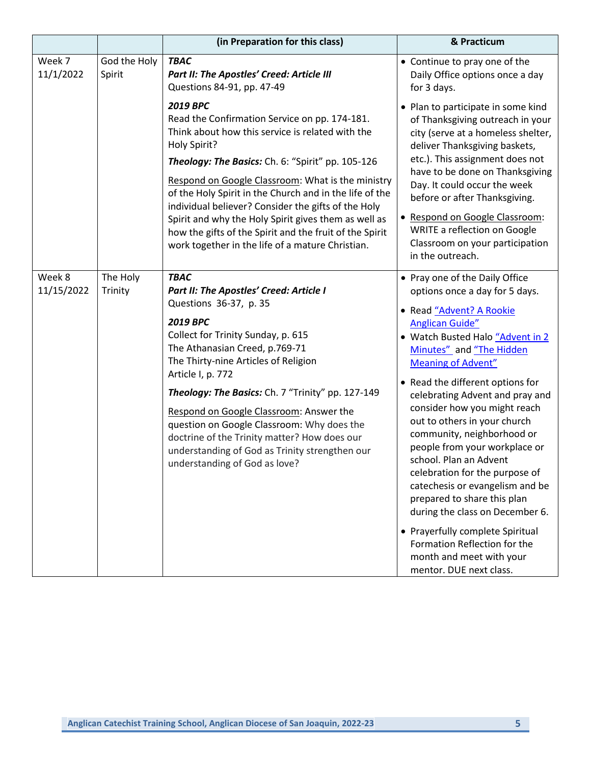| | | (in Preparation for this class) | & Practicum |
|---|---|---|---|
| Week 7<br>11/1/2022 | God the Holy Spirit | ***TBAC***<br>***Part II: The Apostles' Creed: Article III***<br>Questions 84-91, pp. 47-49<br><br>***2019 BPC***<br>Read the Confirmation Service on pp. 174-181. Think about how this service is related with the Holy Spirit?<br><br>***Theology: The Basics:*** Ch. 6: "Spirit" pp. 105-126<br><br>Respond on Google Classroom: What is the ministry of the Holy Spirit in the Church and in the life of the individual believer? Consider the gifts of the Holy Spirit and why the Holy Spirit gives them as well as how the gifts of the Spirit and the fruit of the Spirit work together in the life of a mature Christian. | • Continue to pray one of the Daily Office options once a day for 3 days.<br><br>• Plan to participate in some kind of Thanksgiving outreach in your city (serve at a homeless shelter, deliver Thanksgiving baskets, etc.). This assignment does not have to be done on Thanksgiving Day. It could occur the week before or after Thanksgiving.<br><br>• Respond on Google Classroom: WRITE a reflection on Google Classroom on your participation in the outreach. |
| Week 8<br>11/15/2022 | The Holy Trinity | ***TBAC***<br>***Part II: The Apostles' Creed: Article I***<br>Questions 36-37, p. 35<br><br>***2019 BPC***<br>Collect for Trinity Sunday, p. 615<br>The Athanasian Creed, p.769-71<br>The Thirty-nine Articles of Religion<br>Article I, p. 772<br><br>***Theology: The Basics:*** Ch. 7 "Trinity" pp. 127-149<br><br>Respond on Google Classroom: Answer the question on Google Classroom: Why does the doctrine of the Trinity matter? How does our understanding of God as Trinity strengthen our understanding of God as love? | • Pray one of the Daily Office options once a day for 5 days.<br><br>• Read "Advent? A Rookie Anglican Guide"<br><br>• Watch Busted Halo "Advent in 2 Minutes" and "The Hidden Meaning of Advent"<br><br>• Read the different options for celebrating Advent and pray and consider how you might reach out to others in your church community, neighborhood or people from your workplace or school. Plan an Advent celebration for the purpose of catechesis or evangelism and be prepared to share this plan during the class on December 6.<br><br>• Prayerfully complete Spiritual Formation Reflection for the month and meet with your mentor. DUE next class. |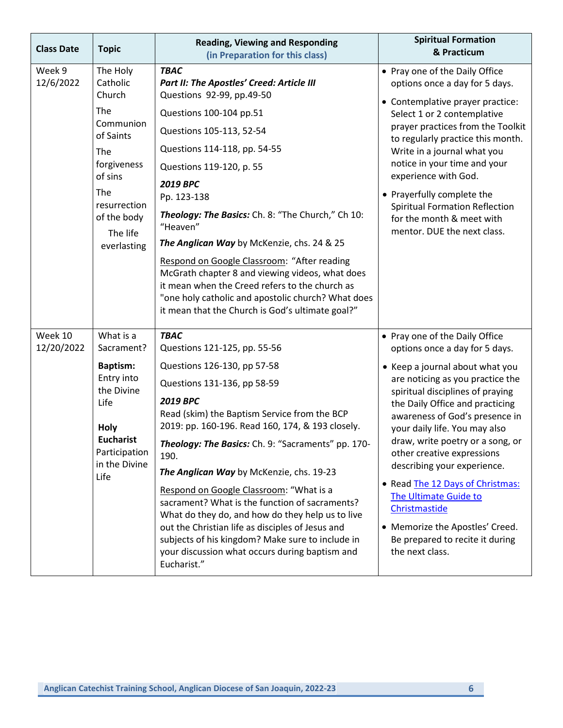| Class Date | Topic | Reading, Viewing and Responding (in Preparation for this class) | Spiritual Formation & Practicum |
|---|---|---|---|
| Week 9 12/6/2022 | The Holy Catholic Church<br><br>The Communion of Saints<br><br>The forgiveness of sins<br><br>The resurrection of the body<br><br>The life everlasting | ***TBAC***<br>***Part II: The Apostles' Creed: Article III***<br>Questions 92-99, pp.49-50<br><br>Questions 100-104 pp.51<br><br>Questions 105-113, 52-54<br><br>Questions 114-118, pp. 54-55<br><br>Questions 119-120, p. 55<br><br>***2019 BPC***<br>Pp. 123-138<br><br>***Theology: The Basics:*** Ch. 8: "The Church," Ch 10: "Heaven"<br><br>***The Anglican Way*** by McKenzie, chs. 24 & 25<br><br>Respond on Google Classroom: "After reading McGrath chapter 8 and viewing videos, what does it mean when the Creed refers to the church as "one holy catholic and apostolic church? What does it mean that the Church is God's ultimate goal?" | • Pray one of the Daily Office options once a day for 5 days.<br><br>• Contemplative prayer practice: Select 1 or 2 contemplative prayer practices from the Toolkit to regularly practice this month. Write in a journal what you notice in your time and your experience with God.<br><br>• Prayerfully complete the Spiritual Formation Reflection for the month & meet with mentor. DUE the next class. |
| Week 10 12/20/2022 | What is a Sacrament?<br><br>**Baptism:** Entry into the Divine Life<br><br>**Holy Eucharist** Participation in the Divine Life | ***TBAC***<br>Questions 121-125, pp. 55-56<br><br>Questions 126-130, pp 57-58<br><br>Questions 131-136, pp 58-59<br><br>***2019 BPC***<br>Read (skim) the Baptism Service from the BCP 2019: pp. 160-196. Read 160, 174, & 193 closely.<br><br>***Theology: The Basics:*** Ch. 9: "Sacraments" pp. 170-190.<br><br>***The Anglican Way*** by McKenzie, chs. 19-23<br><br>Respond on Google Classroom: "What is a sacrament? What is the function of sacraments? What do they do, and how do they help us to live out the Christian life as disciples of Jesus and subjects of his kingdom? Make sure to include in your discussion what occurs during baptism and Eucharist." | • Pray one of the Daily Office options once a day for 5 days.<br><br>• Keep a journal about what you are noticing as you practice the spiritual disciplines of praying the Daily Office and practicing awareness of God's presence in your daily life. You may also draw, write poetry or a song, or other creative expressions describing your experience.<br><br>• Read The 12 Days of Christmas: The Ultimate Guide to Christmastide<br><br>• Memorize the Apostles' Creed. Be prepared to recite it during the next class. |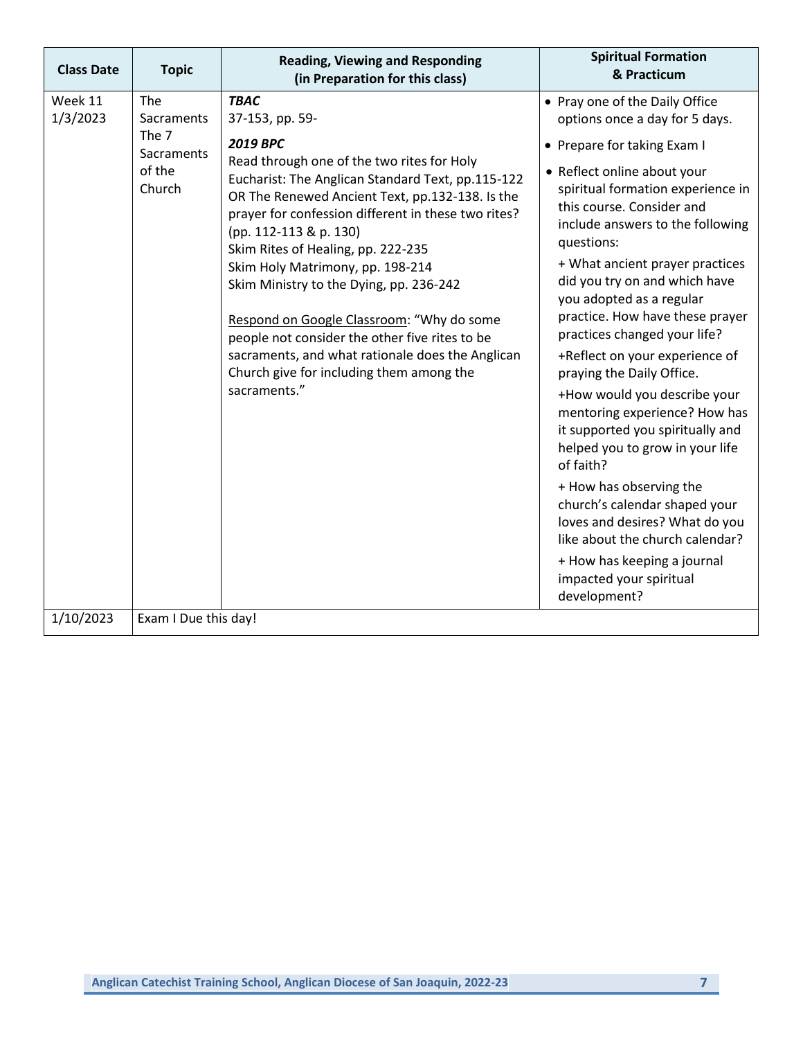| Class Date | Topic | Reading, Viewing and Responding (in Preparation for this class) | Spiritual Formation & Practicum |
|---|---|---|---|
| Week 11<br>1/3/2023 | The Sacraments<br>The 7 Sacraments of the Church | ***TBAC***<br>37-153, pp. 59-<br><br>***2019 BPC***<br>Read through one of the two rites for Holy Eucharist: The Anglican Standard Text, pp.115-122 OR The Renewed Ancient Text, pp.132-138. Is the prayer for confession different in these two rites? (pp. 112-113 & p. 130)<br>Skim Rites of Healing, pp. 222-235<br>Skim Holy Matrimony, pp. 198-214<br>Skim Ministry to the Dying, pp. 236-242<br><br><u>Respond on Google Classroom</u>: "Why do some people not consider the other five rites to be sacraments, and what rationale does the Anglican Church give for including them among the sacraments." | • Pray one of the Daily Office options once a day for 5 days.<br>• Prepare for taking Exam I<br>• Reflect online about your spiritual formation experience in this course. Consider and include answers to the following questions:<br>+ What ancient prayer practices did you try on and which have you adopted as a regular practice. How have these prayer practices changed your life?<br>+Reflect on your experience of praying the Daily Office.<br>+How would you describe your mentoring experience? How has it supported you spiritually and helped you to grow in your life of faith?<br>+ How has observing the church's calendar shaped your loves and desires? What do you like about the church calendar?<br>+ How has keeping a journal impacted your spiritual development? |
| 1/10/2023 | Exam I Due this day! | | |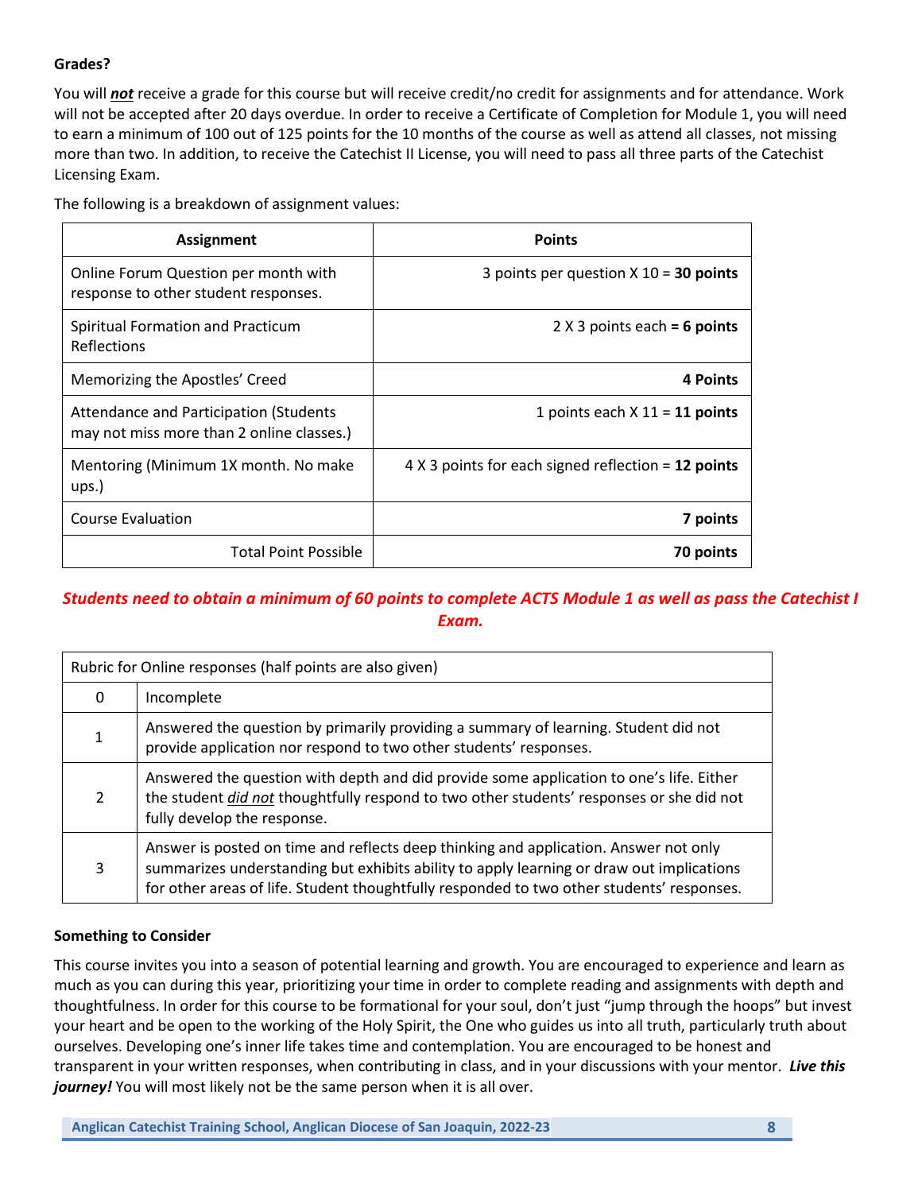**Grades?**

You will ***not*** receive a grade for this course but will receive credit/no credit for assignments and for attendance. Work will not be accepted after 20 days overdue. In order to receive a Certificate of Completion for Module 1, you will need to earn a minimum of 100 out of 125 points for the 10 months of the course as well as attend all classes, not missing more than two. In addition, to receive the Catechist II License, you will need to pass all three parts of the Catechist Licensing Exam.

The following is a breakdown of assignment values:

| Assignment | Points |
|---|---|
| Online Forum Question per month with response to other student responses. | 3 points per question X 10 = **30 points** |
| Spiritual Formation and Practicum Reflections | 2 X 3 points each **= 6 points** |
| Memorizing the Apostles' Creed | **4 Points** |
| Attendance and Participation (Students may not miss more than 2 online classes.) | 1 points each X 11 = **11 points** |
| Mentoring (Minimum 1X month. No make ups.) | 4 X 3 points for each signed reflection = **12 points** |
| Course Evaluation | **7 points** |
| Total Point Possible | **70 points** |

***Students need to obtain a minimum of 60 points to complete ACTS Module 1 as well as pass the Catechist I Exam.***

| Rubric for Online responses (half points are also given) | |
|---|---|
| 0 | Incomplete |
| 1 | Answered the question by primarily providing a summary of learning. Student did not provide application nor respond to two other students' responses. |
| 2 | Answered the question with depth and did provide some application to one's life. Either the student ***did not*** thoughtfully respond to two other students' responses or she did not fully develop the response. |
| 3 | Answer is posted on time and reflects deep thinking and application. Answer not only summarizes understanding but exhibits ability to apply learning or draw out implications for other areas of life. Student thoughtfully responded to two other students' responses. |

**Something to Consider**

This course invites you into a season of potential learning and growth. You are encouraged to experience and learn as much as you can during this year, prioritizing your time in order to complete reading and assignments with depth and thoughtfulness. In order for this course to be formational for your soul, don't just "jump through the hoops" but invest your heart and be open to the working of the Holy Spirit, the One who guides us into all truth, particularly truth about ourselves. Developing one's inner life takes time and contemplation. You are encouraged to be honest and transparent in your written responses, when contributing in class, and in your discussions with your mentor. ***Live this journey!*** You will most likely not be the same person when it is all over.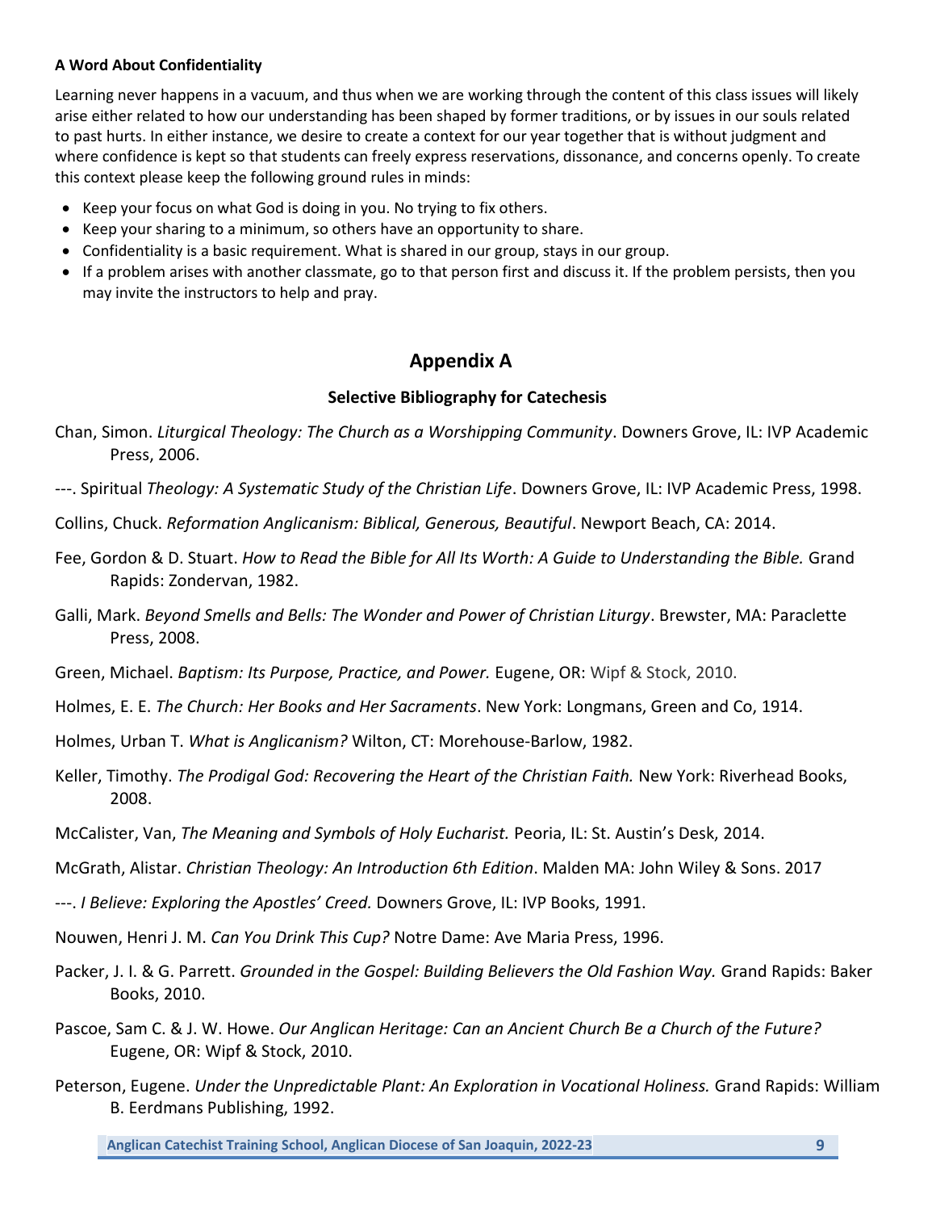**A Word About Confidentiality**

Learning never happens in a vacuum, and thus when we are working through the content of this class issues will likely arise either related to how our understanding has been shaped by former traditions, or by issues in our souls related to past hurts. In either instance, we desire to create a context for our year together that is without judgment and where confidence is kept so that students can freely express reservations, dissonance, and concerns openly. To create this context please keep the following ground rules in minds:

- Keep your focus on what God is doing in you. No trying to fix others.
- Keep your sharing to a minimum, so others have an opportunity to share.
- Confidentiality is a basic requirement. What is shared in our group, stays in our group.
- If a problem arises with another classmate, go to that person first and discuss it. If the problem persists, then you may invite the instructors to help and pray.

## Appendix A

### Selective Bibliography for Catechesis

Chan, Simon. *Liturgical Theology: The Church as a Worshipping Community*. Downers Grove, IL: IVP Academic Press, 2006.

---. Spiritual *Theology: A Systematic Study of the Christian Life*. Downers Grove, IL: IVP Academic Press, 1998.

Collins, Chuck. *Reformation Anglicanism: Biblical, Generous, Beautiful*. Newport Beach, CA: 2014.

Fee, Gordon & D. Stuart. *How to Read the Bible for All Its Worth: A Guide to Understanding the Bible.* Grand Rapids: Zondervan, 1982.

Galli, Mark. *Beyond Smells and Bells: The Wonder and Power of Christian Liturgy*. Brewster, MA: Paraclette Press, 2008.

Green, Michael. *Baptism: Its Purpose, Practice, and Power.* Eugene, OR: Wipf & Stock, 2010.

Holmes, E. E. *The Church: Her Books and Her Sacraments*. New York: Longmans, Green and Co, 1914.

Holmes, Urban T. *What is Anglicanism?* Wilton, CT: Morehouse-Barlow, 1982.

Keller, Timothy. *The Prodigal God: Recovering the Heart of the Christian Faith.* New York: Riverhead Books, 2008.

McCalister, Van, *The Meaning and Symbols of Holy Eucharist.* Peoria, IL: St. Austin's Desk, 2014.

McGrath, Alistar. *Christian Theology: An Introduction 6th Edition*. Malden MA: John Wiley & Sons. 2017

---. *I Believe: Exploring the Apostles' Creed.* Downers Grove, IL: IVP Books, 1991.

Nouwen, Henri J. M. *Can You Drink This Cup?* Notre Dame: Ave Maria Press, 1996.

Packer, J. I. & G. Parrett. *Grounded in the Gospel: Building Believers the Old Fashion Way.* Grand Rapids: Baker Books, 2010.

Pascoe, Sam C. & J. W. Howe. *Our Anglican Heritage: Can an Ancient Church Be a Church of the Future?* Eugene, OR: Wipf & Stock, 2010.

Peterson, Eugene. *Under the Unpredictable Plant: An Exploration in Vocational Holiness.* Grand Rapids: William B. Eerdmans Publishing, 1992.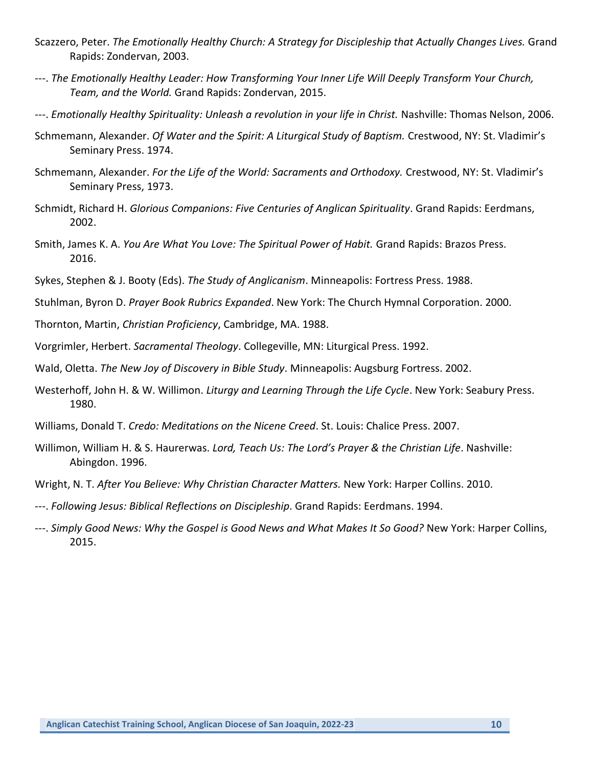Scazzero, Peter. *The Emotionally Healthy Church: A Strategy for Discipleship that Actually Changes Lives.* Grand Rapids: Zondervan, 2003.

---. *The Emotionally Healthy Leader: How Transforming Your Inner Life Will Deeply Transform Your Church, Team, and the World.* Grand Rapids: Zondervan, 2015.

---. *Emotionally Healthy Spirituality: Unleash a revolution in your life in Christ.* Nashville: Thomas Nelson, 2006.

Schmemann, Alexander. *Of Water and the Spirit: A Liturgical Study of Baptism.* Crestwood, NY: St. Vladimir's Seminary Press. 1974.

Schmemann, Alexander. *For the Life of the World: Sacraments and Orthodoxy.* Crestwood, NY: St. Vladimir's Seminary Press, 1973.

Schmidt, Richard H. *Glorious Companions: Five Centuries of Anglican Spirituality*. Grand Rapids: Eerdmans, 2002.

Smith, James K. A. *You Are What You Love: The Spiritual Power of Habit.* Grand Rapids: Brazos Press. 2016.

Sykes, Stephen & J. Booty (Eds). *The Study of Anglicanism*. Minneapolis: Fortress Press. 1988.

Stuhlman, Byron D. *Prayer Book Rubrics Expanded*. New York: The Church Hymnal Corporation. 2000.

Thornton, Martin, *Christian Proficiency*, Cambridge, MA. 1988.

Vorgrimler, Herbert. *Sacramental Theology*. Collegeville, MN: Liturgical Press. 1992.

Wald, Oletta. *The New Joy of Discovery in Bible Study*. Minneapolis: Augsburg Fortress. 2002.

Westerhoff, John H. & W. Willimon. *Liturgy and Learning Through the Life Cycle*. New York: Seabury Press. 1980.

Williams, Donald T. *Credo: Meditations on the Nicene Creed*. St. Louis: Chalice Press. 2007.

Willimon, William H. & S. Haurerwas. *Lord, Teach Us: The Lord's Prayer & the Christian Life*. Nashville: Abingdon. 1996.

Wright, N. T. *After You Believe: Why Christian Character Matters.* New York: Harper Collins. 2010.

---. *Following Jesus: Biblical Reflections on Discipleship*. Grand Rapids: Eerdmans. 1994.

---. *Simply Good News: Why the Gospel is Good News and What Makes It So Good?* New York: Harper Collins, 2015.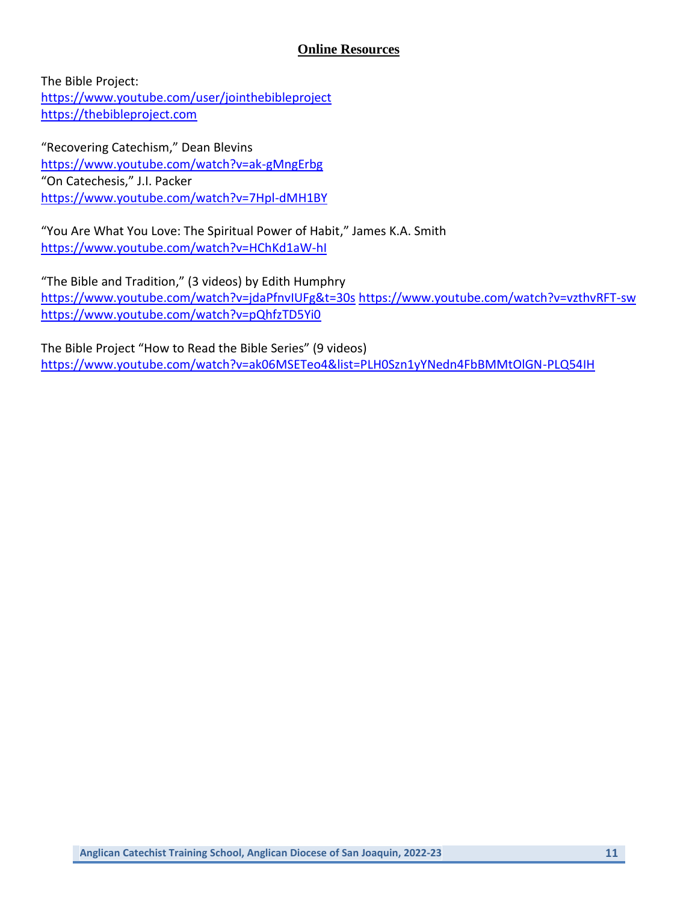## Online Resources

The Bible Project:
https://www.youtube.com/user/jointhebibleproject
https://thebibleproject.com

"Recovering Catechism," Dean Blevins
https://www.youtube.com/watch?v=ak-gMngErbg
"On Catechesis," J.I. Packer
https://www.youtube.com/watch?v=7Hpl-dMH1BY

"You Are What You Love: The Spiritual Power of Habit," James K.A. Smith
https://www.youtube.com/watch?v=HChKd1aW-hI

"The Bible and Tradition," (3 videos) by Edith Humphry
https://www.youtube.com/watch?v=jdaPfnvIUFg&t=30s https://www.youtube.com/watch?v=vzthvRFT-sw
https://www.youtube.com/watch?v=pQhfzTD5Yi0

The Bible Project "How to Read the Bible Series" (9 videos)
https://www.youtube.com/watch?v=ak06MSETeo4&list=PLH0Szn1yYNedn4FbBMMtOlGN-PLQ54IH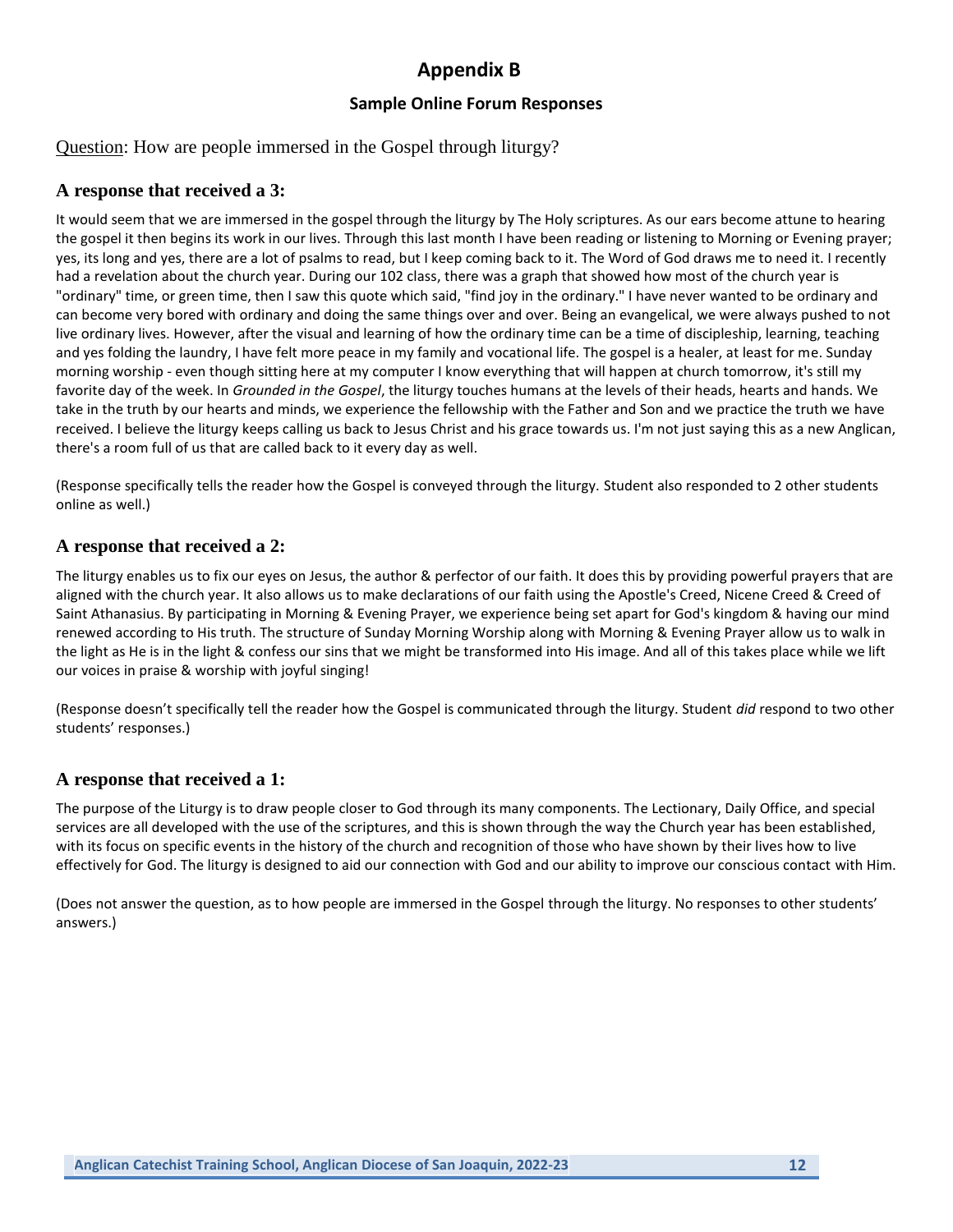# Appendix B

## Sample Online Forum Responses

Question: How are people immersed in the Gospel through liturgy?

### A response that received a 3:

It would seem that we are immersed in the gospel through the liturgy by The Holy scriptures. As our ears become attune to hearing the gospel it then begins its work in our lives. Through this last month I have been reading or listening to Morning or Evening prayer; yes, its long and yes, there are a lot of psalms to read, but I keep coming back to it. The Word of God draws me to need it. I recently had a revelation about the church year. During our 102 class, there was a graph that showed how most of the church year is "ordinary" time, or green time, then I saw this quote which said, "find joy in the ordinary." I have never wanted to be ordinary and can become very bored with ordinary and doing the same things over and over. Being an evangelical, we were always pushed to not live ordinary lives. However, after the visual and learning of how the ordinary time can be a time of discipleship, learning, teaching and yes folding the laundry, I have felt more peace in my family and vocational life. The gospel is a healer, at least for me. Sunday morning worship - even though sitting here at my computer I know everything that will happen at church tomorrow, it's still my favorite day of the week. In *Grounded in the Gospel*, the liturgy touches humans at the levels of their heads, hearts and hands. We take in the truth by our hearts and minds, we experience the fellowship with the Father and Son and we practice the truth we have received. I believe the liturgy keeps calling us back to Jesus Christ and his grace towards us. I'm not just saying this as a new Anglican, there's a room full of us that are called back to it every day as well.

(Response specifically tells the reader how the Gospel is conveyed through the liturgy. Student also responded to 2 other students online as well.)

### A response that received a 2:

The liturgy enables us to fix our eyes on Jesus, the author & perfector of our faith. It does this by providing powerful prayers that are aligned with the church year. It also allows us to make declarations of our faith using the Apostle's Creed, Nicene Creed & Creed of Saint Athanasius. By participating in Morning & Evening Prayer, we experience being set apart for God's kingdom & having our mind renewed according to His truth. The structure of Sunday Morning Worship along with Morning & Evening Prayer allow us to walk in the light as He is in the light & confess our sins that we might be transformed into His image. And all of this takes place while we lift our voices in praise & worship with joyful singing!

(Response doesn't specifically tell the reader how the Gospel is communicated through the liturgy. Student *did* respond to two other students' responses.)

### A response that received a 1:

The purpose of the Liturgy is to draw people closer to God through its many components. The Lectionary, Daily Office, and special services are all developed with the use of the scriptures, and this is shown through the way the Church year has been established, with its focus on specific events in the history of the church and recognition of those who have shown by their lives how to live effectively for God. The liturgy is designed to aid our connection with God and our ability to improve our conscious contact with Him.

(Does not answer the question, as to how people are immersed in the Gospel through the liturgy. No responses to other students' answers.)